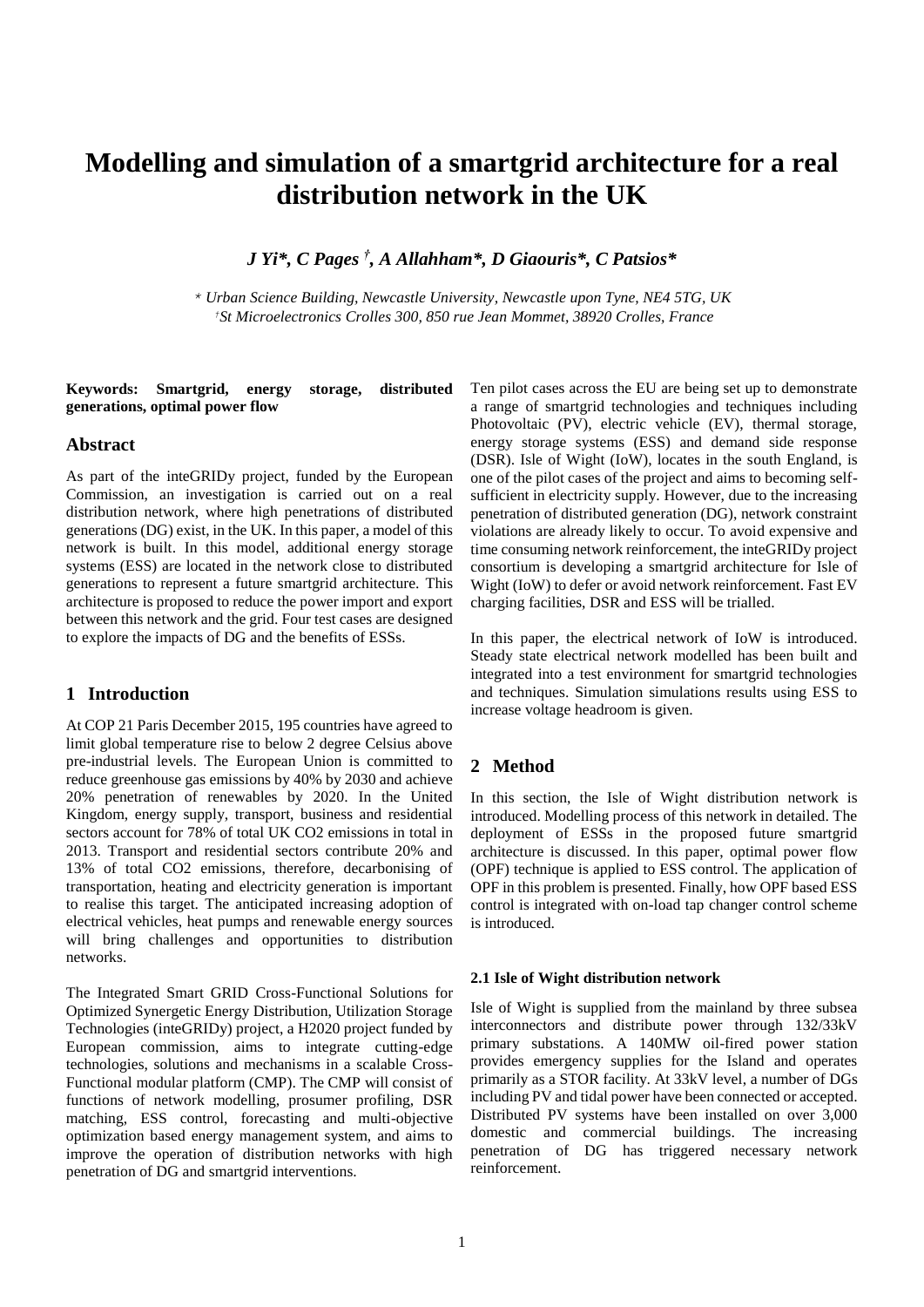# Modelling and simulation of a smartgrid architecture for a real distribution network in the UK

***J Yi\*, C Pages [†], A Allahham\*, D Giaouris\*, C Patsios\****

*\* Urban Science Building, Newcastle University, Newcastle upon Tyne, NE4 5TG, UK*
*[†]St Microelectronics Crolles 300, 850 rue Jean Mommet, 38920 Crolles, France*

**Keywords: Smartgrid, energy storage, distributed generations, optimal power flow**

## Abstract

As part of the inteGRIDy project, funded by the European Commission, an investigation is carried out on a real distribution network, where high penetrations of distributed generations (DG) exist, in the UK. In this paper, a model of this network is built. In this model, additional energy storage systems (ESS) are located in the network close to distributed generations to represent a future smartgrid architecture. This architecture is proposed to reduce the power import and export between this network and the grid. Four test cases are designed to explore the impacts of DG and the benefits of ESSs.

## 1 Introduction

At COP 21 Paris December 2015, 195 countries have agreed to limit global temperature rise to below 2 degree Celsius above pre-industrial levels. The European Union is committed to reduce greenhouse gas emissions by 40% by 2030 and achieve 20% penetration of renewables by 2020. In the United Kingdom, energy supply, transport, business and residential sectors account for 78% of total UK CO2 emissions in total in 2013. Transport and residential sectors contribute 20% and 13% of total CO2 emissions, therefore, decarbonising of transportation, heating and electricity generation is important to realise this target. The anticipated increasing adoption of electrical vehicles, heat pumps and renewable energy sources will bring challenges and opportunities to distribution networks.

The Integrated Smart GRID Cross-Functional Solutions for Optimized Synergetic Energy Distribution, Utilization Storage Technologies (inteGRIDy) project, a H2020 project funded by European commission, aims to integrate cutting-edge technologies, solutions and mechanisms in a scalable Cross-Functional modular platform (CMP). The CMP will consist of functions of network modelling, prosumer profiling, DSR matching, ESS control, forecasting and multi-objective optimization based energy management system, and aims to improve the operation of distribution networks with high penetration of DG and smartgrid interventions.

Ten pilot cases across the EU are being set up to demonstrate a range of smartgrid technologies and techniques including Photovoltaic (PV), electric vehicle (EV), thermal storage, energy storage systems (ESS) and demand side response (DSR). Isle of Wight (IoW), locates in the south England, is one of the pilot cases of the project and aims to becoming self-sufficient in electricity supply. However, due to the increasing penetration of distributed generation (DG), network constraint violations are already likely to occur. To avoid expensive and time consuming network reinforcement, the inteGRIDy project consortium is developing a smartgrid architecture for Isle of Wight (IoW) to defer or avoid network reinforcement. Fast EV charging facilities, DSR and ESS will be trialled.

In this paper, the electrical network of IoW is introduced. Steady state electrical network modelled has been built and integrated into a test environment for smartgrid technologies and techniques. Simulation simulations results using ESS to increase voltage headroom is given.

## 2 Method

In this section, the Isle of Wight distribution network is introduced. Modelling process of this network in detailed. The deployment of ESSs in the proposed future smartgrid architecture is discussed. In this paper, optimal power flow (OPF) technique is applied to ESS control. The application of OPF in this problem is presented. Finally, how OPF based ESS control is integrated with on-load tap changer control scheme is introduced.

### 2.1 Isle of Wight distribution network

Isle of Wight is supplied from the mainland by three subsea interconnectors and distribute power through 132/33kV primary substations. A 140MW oil-fired power station provides emergency supplies for the Island and operates primarily as a STOR facility. At 33kV level, a number of DGs including PV and tidal power have been connected or accepted. Distributed PV systems have been installed on over 3,000 domestic and commercial buildings. The increasing penetration of DG has triggered necessary network reinforcement.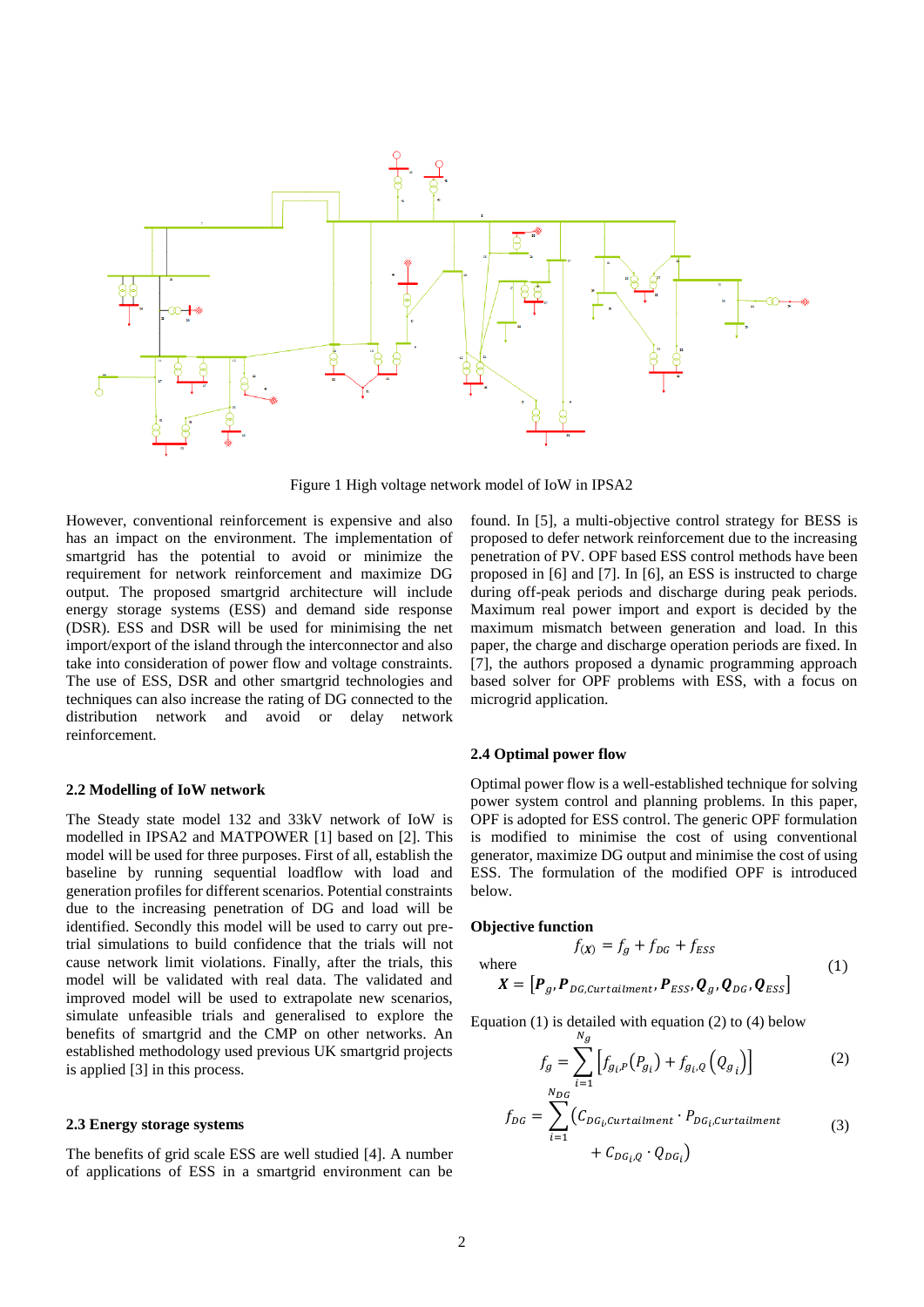Figure 1 High voltage network model of IoW in IPSA2

However, conventional reinforcement is expensive and also has an impact on the environment. The implementation of smartgrid has the potential to avoid or minimize the requirement for network reinforcement and maximize DG output. The proposed smartgrid architecture will include energy storage systems (ESS) and demand side response (DSR). ESS and DSR will be used for minimising the net import/export of the island through the interconnector and also take into consideration of power flow and voltage constraints. The use of ESS, DSR and other smartgrid technologies and techniques can also increase the rating of DG connected to the distribution network and avoid or delay network reinforcement.

### 2.2 Modelling of IoW network

The Steady state model 132 and 33kV network of IoW is modelled in IPSA2 and MATPOWER [1] based on [2]. This model will be used for three purposes. First of all, establish the baseline by running sequential loadflow with load and generation profiles for different scenarios. Potential constraints due to the increasing penetration of DG and load will be identified. Secondly this model will be used to carry out pre-trial simulations to build confidence that the trials will not cause network limit violations. Finally, after the trials, this model will be validated with real data. The validated and improved model will be used to extrapolate new scenarios, simulate unfeasible trials and generalised to explore the benefits of smartgrid and the CMP on other networks. An established methodology used previous UK smartgrid projects is applied [3] in this process.

### 2.3 Energy storage systems

The benefits of grid scale ESS are well studied [4]. A number of applications of ESS in a smartgrid environment can be found. In [5], a multi-objective control strategy for BESS is proposed to defer network reinforcement due to the increasing penetration of PV. OPF based ESS control methods have been proposed in [6] and [7]. In [6], an ESS is instructed to charge during off-peak periods and discharge during peak periods. Maximum real power import and export is decided by the maximum mismatch between generation and load. In this paper, the charge and discharge operation periods are fixed. In [7], the authors proposed a dynamic programming approach based solver for OPF problems with ESS, with a focus on microgrid application.

### 2.4 Optimal power flow

Optimal power flow is a well-established technique for solving power system control and planning problems. In this paper, OPF is adopted for ESS control. The generic OPF formulation is modified to minimise the cost of using conventional generator, maximize DG output and minimise the cost of using ESS. The formulation of the modified OPF is introduced below.

**Objective function**

$$f_{(X)} = f_g + f_{DG} + f_{ESS}$$

where

$$\boldsymbol{X} = \left[\boldsymbol{P}_g, \boldsymbol{P}_{DG,Curtailment}, \boldsymbol{P}_{ESS}, \boldsymbol{Q}_g, \boldsymbol{Q}_{DG}, \boldsymbol{Q}_{ESS}\right] \tag{1}$$

Equation (1) is detailed with equation (2) to (4) below

$$f_g = \sum_{i=1}^{N_g} \left[f_{g_i,P}\left(P_{g_i}\right) + f_{g_i,Q}\left(Q_{g_i}\right)\right] \tag{2}$$

$$f_{DG} = \sum_{i=1}^{N_{DG}} \left(C_{DG_i,Curtailment} \cdot P_{DG_i,Curtailment} + C_{DG_i,Q} \cdot Q_{DG_i}\right) \tag{3}$$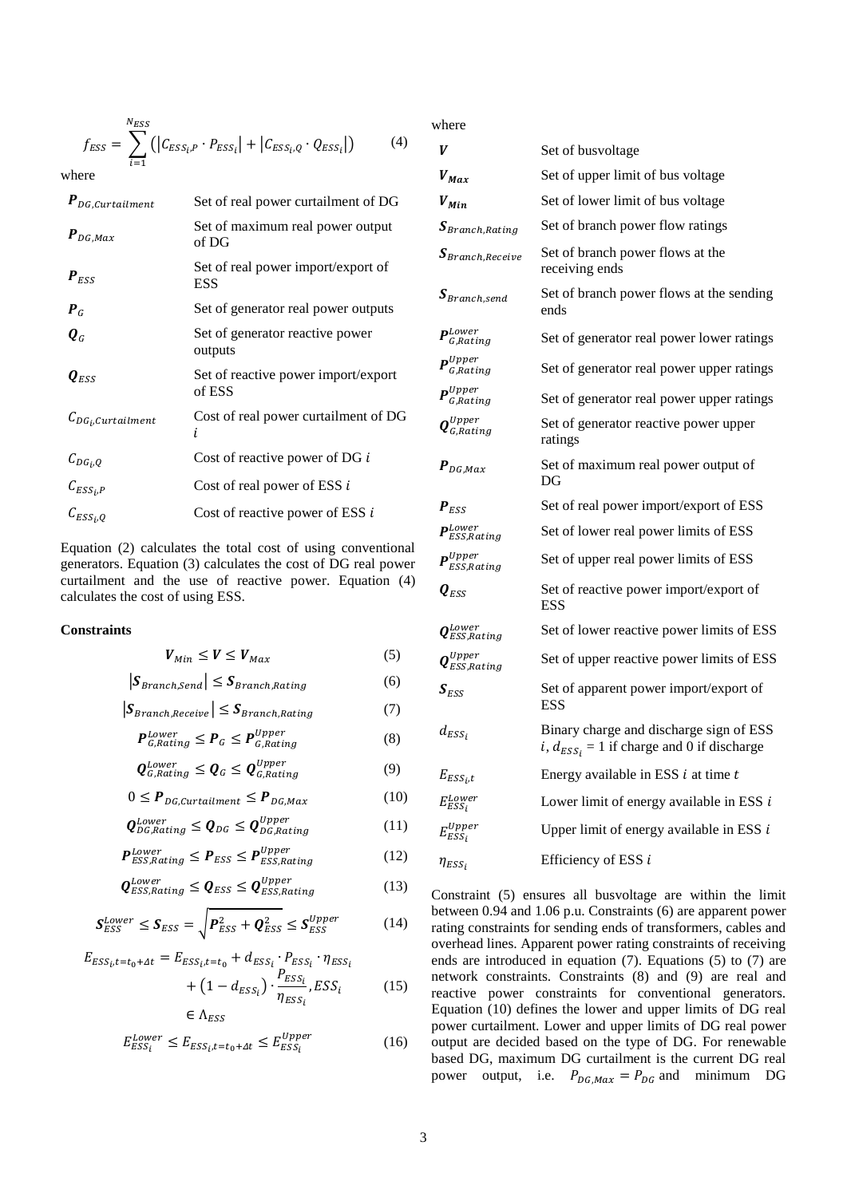$$f_{ESS} = \sum_{i=1}^{N_{ESS}} \left( \left| C_{ESS_i,P} \cdot P_{ESS_i} \right| + \left| C_{ESS_i,Q} \cdot Q_{ESS_i} \right| \right) \quad (4)$$

where

| | |
|---|---|
| $\boldsymbol{P}_{DG,Curtailment}$ | Set of real power curtailment of DG |
| $\boldsymbol{P}_{DG,Max}$ | Set of maximum real power output of DG |
| $\boldsymbol{P}_{ESS}$ | Set of real power import/export of ESS |
| $\boldsymbol{P}_{G}$ | Set of generator real power outputs |
| $\boldsymbol{Q}_{G}$ | Set of generator reactive power outputs |
| $\boldsymbol{Q}_{ESS}$ | Set of reactive power import/export of ESS |
| $C_{DG_i,Curtailment}$ | Cost of real power curtailment of DG $i$ |
| $C_{DG_i,Q}$ | Cost of reactive power of DG $i$ |
| $C_{ESS_i,P}$ | Cost of real power of ESS $i$ |
| $C_{ESS_i,Q}$ | Cost of reactive power of ESS $i$ |

Equation (2) calculates the total cost of using conventional generators. Equation (3) calculates the cost of DG real power curtailment and the use of reactive power. Equation (4) calculates the cost of using ESS.

**Constraints**

$$\boldsymbol{V}_{Min} \leq \boldsymbol{V} \leq \boldsymbol{V}_{Max} \quad (5)$$

$$\left| \boldsymbol{S}_{Branch,Send} \right| \leq \boldsymbol{S}_{Branch,Rating} \quad (6)$$

$$\left| \boldsymbol{S}_{Branch,Receive} \right| \leq \boldsymbol{S}_{Branch,Rating} \quad (7)$$

$$\boldsymbol{P}_{G,Rating}^{Lower} \leq \boldsymbol{P}_{G} \leq \boldsymbol{P}_{G,Rating}^{Upper} \quad (8)$$

$$\boldsymbol{Q}_{G,Rating}^{Lower} \leq \boldsymbol{Q}_{G} \leq \boldsymbol{Q}_{G,Rating}^{Upper} \quad (9)$$

$$0 \leq \boldsymbol{P}_{DG,Curtailment} \leq \boldsymbol{P}_{DG,Max} \quad (10)$$

$$\boldsymbol{Q}_{DG,Rating}^{Lower} \leq \boldsymbol{Q}_{DG} \leq \boldsymbol{Q}_{DG,Rating}^{Upper} \quad (11)$$

$$\boldsymbol{P}_{ESS,Rating}^{Lower} \leq \boldsymbol{P}_{ESS} \leq \boldsymbol{P}_{ESS,Rating}^{Upper} \quad (12)$$

$$\boldsymbol{Q}_{ESS,Rating}^{Lower} \leq \boldsymbol{Q}_{ESS} \leq \boldsymbol{Q}_{ESS,Rating}^{Upper} \quad (13)$$

$$\boldsymbol{S}_{ESS}^{Lower} \leq \boldsymbol{S}_{ESS} = \sqrt{\boldsymbol{P}_{ESS}^2 + \boldsymbol{Q}_{ESS}^2} \leq \boldsymbol{S}_{ESS}^{Upper} \quad (14)$$

$$E_{ESS_i,t=t_0+\Delta t} = E_{ESS_i,t=t_0} + d_{ESS_i} \cdot P_{ESS_i} \cdot \eta_{ESS_i} + \left(1 - d_{ESS_i}\right) \cdot \frac{P_{ESS_i}}{\eta_{ESS_i}}, ESS_i \in \Lambda_{ESS} \quad (15)$$

$$E_{ESS_i}^{Lower} \leq E_{ESS_i,t=t_0+\Delta t} \leq E_{ESS_i}^{Upper} \quad (16)$$

where

| | |
|---|---|
| $\boldsymbol{V}$ | Set of busvoltage |
| $\boldsymbol{V}_{Max}$ | Set of upper limit of bus voltage |
| $\boldsymbol{V}_{Min}$ | Set of lower limit of bus voltage |
| $\boldsymbol{S}_{Branch,Rating}$ | Set of branch power flow ratings |
| $\boldsymbol{S}_{Branch,Receive}$ | Set of branch power flows at the receiving ends |
| $\boldsymbol{S}_{Branch,send}$ | Set of branch power flows at the sending ends |
| $\boldsymbol{P}_{G,Rating}^{Lower}$ | Set of generator real power lower ratings |
| $\boldsymbol{P}_{G,Rating}^{Upper}$ | Set of generator real power upper ratings |
| $\boldsymbol{P}_{G,Rating}^{Upper}$ | Set of generator real power upper ratings |
| $\boldsymbol{Q}_{G,Rating}^{Upper}$ | Set of generator reactive power upper ratings |
| $\boldsymbol{P}_{DG,Max}$ | Set of maximum real power output of DG |
| $\boldsymbol{P}_{ESS}$ | Set of real power import/export of ESS |
| $\boldsymbol{P}_{ESS,Rating}^{Lower}$ | Set of lower real power limits of ESS |
| $\boldsymbol{P}_{ESS,Rating}^{Upper}$ | Set of upper real power limits of ESS |
| $\boldsymbol{Q}_{ESS}$ | Set of reactive power import/export of ESS |
| $\boldsymbol{Q}_{ESS,Rating}^{Lower}$ | Set of lower reactive power limits of ESS |
| $\boldsymbol{Q}_{ESS,Rating}^{Upper}$ | Set of upper reactive power limits of ESS |
| $\boldsymbol{S}_{ESS}$ | Set of apparent power import/export of ESS |
| $d_{ESS_i}$ | Binary charge and discharge sign of ESS $i$, $d_{ESS_i}$ = 1 if charge and 0 if discharge |
| $E_{ESS_i t}$ | Energy available in ESS $i$ at time $t$ |
| $E_{ESS_i}^{Lower}$ | Lower limit of energy available in ESS $i$ |
| $E_{ESS_i}^{Upper}$ | Upper limit of energy available in ESS $i$ |
| $\eta_{ESS_i}$ | Efficiency of ESS $i$ |

Constraint (5) ensures all busvoltage are within the limit between 0.94 and 1.06 p.u. Constraints (6) are apparent power rating constraints for sending ends of transformers, cables and overhead lines. Apparent power rating constraints of receiving ends are introduced in equation (7). Equations (5) to (7) are network constraints. Constraints (8) and (9) are real and reactive power constraints for conventional generators. Equation (10) defines the lower and upper limits of DG real power curtailment. Lower and upper limits of DG real power output are decided based on the type of DG. For renewable based DG, maximum DG curtailment is the current DG real power output, i.e. $P_{DG,Max} = P_{DG}$ and minimum DG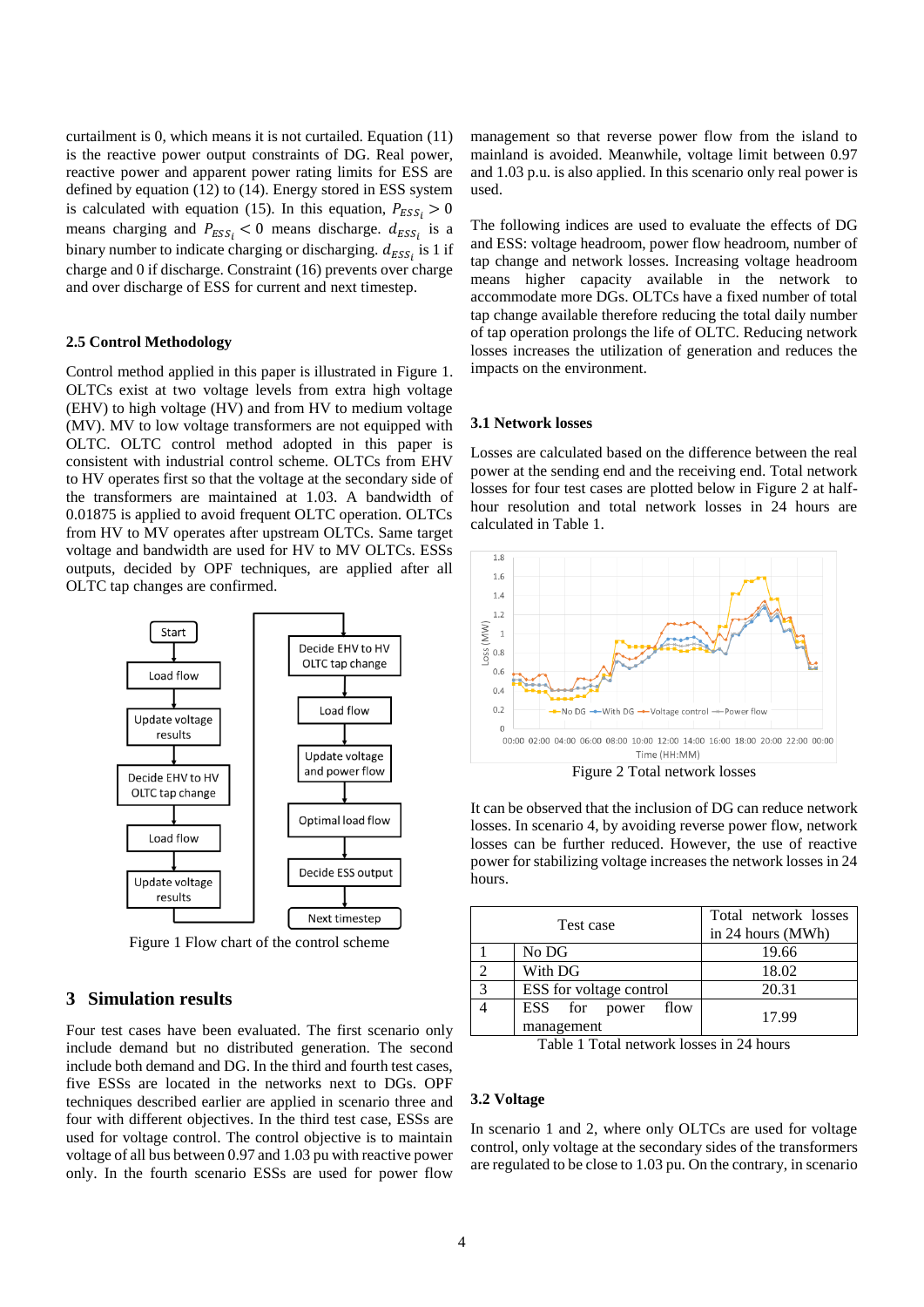curtailment is 0, which means it is not curtailed. Equation (11) is the reactive power output constraints of DG. Real power, reactive power and apparent power rating limits for ESS are defined by equation (12) to (14). Energy stored in ESS system is calculated with equation (15). In this equation, $P_{ESS_i} > 0$ means charging and $P_{ESS_i} < 0$ means discharge. $d_{ESS_i}$ is a binary number to indicate charging or discharging. $d_{ESS_i}$ is 1 if charge and 0 if discharge. Constraint (16) prevents over charge and over discharge of ESS for current and next timestep.

### 2.5 Control Methodology

Control method applied in this paper is illustrated in Figure 1. OLTCs exist at two voltage levels from extra high voltage (EHV) to high voltage (HV) and from HV to medium voltage (MV). MV to low voltage transformers are not equipped with OLTC. OLTC control method adopted in this paper is consistent with industrial control scheme. OLTCs from EHV to HV operates first so that the voltage at the secondary side of the transformers are maintained at 1.03. A bandwidth of 0.01875 is applied to avoid frequent OLTC operation. OLTCs from HV to MV operates after upstream OLTCs. Same target voltage and bandwidth are used for HV to MV OLTCs. ESSs outputs, decided by OPF techniques, are applied after all OLTC tap changes are confirmed.

Figure 1 Flow chart of the control scheme

## 3 Simulation results

Four test cases have been evaluated. The first scenario only include demand but no distributed generation. The second include both demand and DG. In the third and fourth test cases, five ESSs are located in the networks next to DGs. OPF techniques described earlier are applied in scenario three and four with different objectives. In the third test case, ESSs are used for voltage control. The control objective is to maintain voltage of all bus between 0.97 and 1.03 pu with reactive power only. In the fourth scenario ESSs are used for power flow management so that reverse power flow from the island to mainland is avoided. Meanwhile, voltage limit between 0.97 and 1.03 p.u. is also applied. In this scenario only real power is used.

The following indices are used to evaluate the effects of DG and ESS: voltage headroom, power flow headroom, number of tap change and network losses. Increasing voltage headroom means higher capacity available in the network to accommodate more DGs. OLTCs have a fixed number of total tap change available therefore reducing the total daily number of tap operation prolongs the life of OLTC. Reducing network losses increases the utilization of generation and reduces the impacts on the environment.

### 3.1 Network losses

Losses are calculated based on the difference between the real power at the sending end and the receiving end. Total network losses for four test cases are plotted below in Figure 2 at half-hour resolution and total network losses in 24 hours are calculated in Table 1.

Figure 2 Total network losses

It can be observed that the inclusion of DG can reduce network losses. In scenario 4, by avoiding reverse power flow, network losses can be further reduced. However, the use of reactive power for stabilizing voltage increases the network losses in 24 hours.

| Test case | | Total network losses in 24 hours (MWh) |
|---|---|---|
| 1 | No DG | 19.66 |
| 2 | With DG | 18.02 |
| 3 | ESS for voltage control | 20.31 |
| 4 | ESS for power flow management | 17.99 |

Table 1 Total network losses in 24 hours

### 3.2 Voltage

In scenario 1 and 2, where only OLTCs are used for voltage control, only voltage at the secondary sides of the transformers are regulated to be close to 1.03 pu. On the contrary, in scenario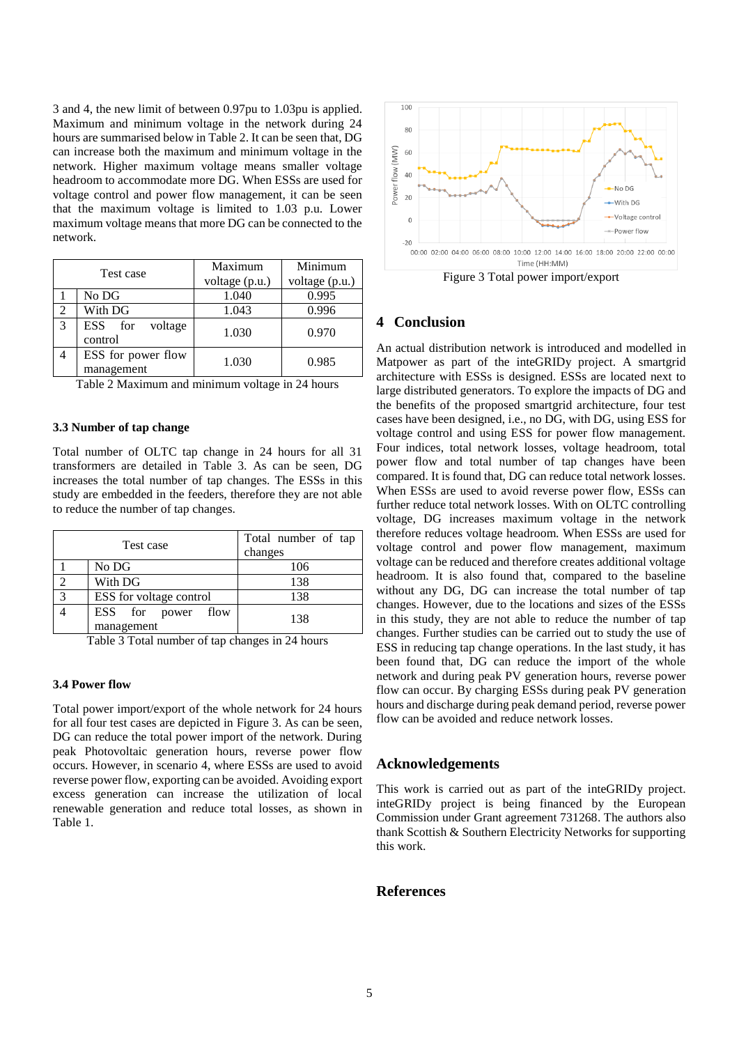3 and 4, the new limit of between 0.97pu to 1.03pu is applied. Maximum and minimum voltage in the network during 24 hours are summarised below in Table 2. It can be seen that, DG can increase both the maximum and minimum voltage in the network. Higher maximum voltage means smaller voltage headroom to accommodate more DG. When ESSs are used for voltage control and power flow management, it can be seen that the maximum voltage is limited to 1.03 p.u. Lower maximum voltage means that more DG can be connected to the network.

| Test case | | Maximum voltage (p.u.) | Minimum voltage (p.u.) |
|---|---|---|---|
| 1 | No DG | 1.040 | 0.995 |
| 2 | With DG | 1.043 | 0.996 |
| 3 | ESS for voltage control | 1.030 | 0.970 |
| 4 | ESS for power flow management | 1.030 | 0.985 |

Table 2 Maximum and minimum voltage in 24 hours

### 3.3 Number of tap change

Total number of OLTC tap change in 24 hours for all 31 transformers are detailed in Table 3. As can be seen, DG increases the total number of tap changes. The ESSs in this study are embedded in the feeders, therefore they are not able to reduce the number of tap changes.

| Test case | | Total number of tap changes |
|---|---|---|
| 1 | No DG | 106 |
| 2 | With DG | 138 |
| 3 | ESS for voltage control | 138 |
| 4 | ESS for power flow management | 138 |

Table 3 Total number of tap changes in 24 hours

### 3.4 Power flow

Total power import/export of the whole network for 24 hours for all four test cases are depicted in Figure 3. As can be seen, DG can reduce the total power import of the network. During peak Photovoltaic generation hours, reverse power flow occurs. However, in scenario 4, where ESSs are used to avoid reverse power flow, exporting can be avoided. Avoiding export excess generation can increase the utilization of local renewable generation and reduce total losses, as shown in Table 1.

Figure 3 Total power import/export

## 4 Conclusion

An actual distribution network is introduced and modelled in Matpower as part of the inteGRIDy project. A smartgrid architecture with ESSs is designed. ESSs are located next to large distributed generators. To explore the impacts of DG and the benefits of the proposed smartgrid architecture, four test cases have been designed, i.e., no DG, with DG, using ESS for voltage control and using ESS for power flow management. Four indices, total network losses, voltage headroom, total power flow and total number of tap changes have been compared. It is found that, DG can reduce total network losses. When ESSs are used to avoid reverse power flow, ESSs can further reduce total network losses. With on OLTC controlling voltage, DG increases maximum voltage in the network therefore reduces voltage headroom. When ESSs are used for voltage control and power flow management, maximum voltage can be reduced and therefore creates additional voltage headroom. It is also found that, compared to the baseline without any DG, DG can increase the total number of tap changes. However, due to the locations and sizes of the ESSs in this study, they are not able to reduce the number of tap changes. Further studies can be carried out to study the use of ESS in reducing tap change operations. In the last study, it has been found that, DG can reduce the import of the whole network and during peak PV generation hours, reverse power flow can occur. By charging ESSs during peak PV generation hours and discharge during peak demand period, reverse power flow can be avoided and reduce network losses.

## Acknowledgements

This work is carried out as part of the inteGRIDy project. inteGRIDy project is being financed by the European Commission under Grant agreement 731268. The authors also thank Scottish & Southern Electricity Networks for supporting this work.

## References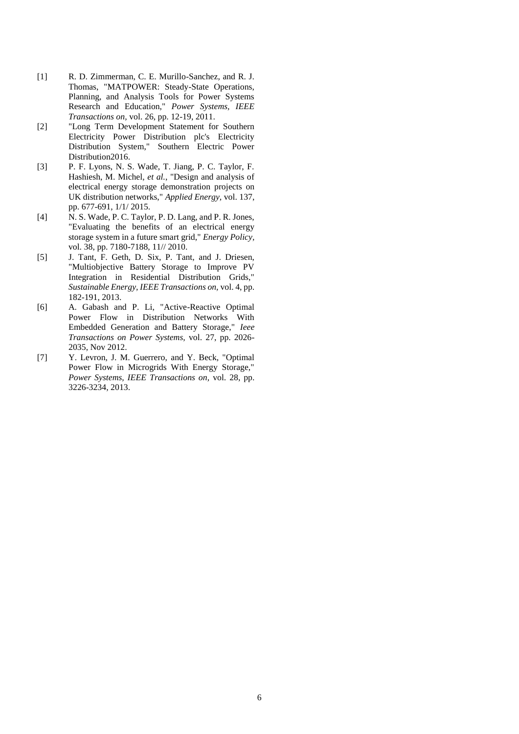[1] R. D. Zimmerman, C. E. Murillo-Sanchez, and R. J. Thomas, "MATPOWER: Steady-State Operations, Planning, and Analysis Tools for Power Systems Research and Education," *Power Systems, IEEE Transactions on,* vol. 26, pp. 12-19, 2011.

[2] "Long Term Development Statement for Southern Electricity Power Distribution plc's Electricity Distribution System," Southern Electric Power Distribution2016.

[3] P. F. Lyons, N. S. Wade, T. Jiang, P. C. Taylor, F. Hashiesh, M. Michel*, et al.*, "Design and analysis of electrical energy storage demonstration projects on UK distribution networks," *Applied Energy,* vol. 137, pp. 677-691, 1/1/ 2015.

[4] N. S. Wade, P. C. Taylor, P. D. Lang, and P. R. Jones, "Evaluating the benefits of an electrical energy storage system in a future smart grid," *Energy Policy,* vol. 38, pp. 7180-7188, 11// 2010.

[5] J. Tant, F. Geth, D. Six, P. Tant, and J. Driesen, "Multiobjective Battery Storage to Improve PV Integration in Residential Distribution Grids," *Sustainable Energy, IEEE Transactions on,* vol. 4, pp. 182-191, 2013.

[6] A. Gabash and P. Li, "Active-Reactive Optimal Power Flow in Distribution Networks With Embedded Generation and Battery Storage," *Ieee Transactions on Power Systems,* vol. 27, pp. 2026-2035, Nov 2012.

[7] Y. Levron, J. M. Guerrero, and Y. Beck, "Optimal Power Flow in Microgrids With Energy Storage," *Power Systems, IEEE Transactions on,* vol. 28, pp. 3226-3234, 2013.